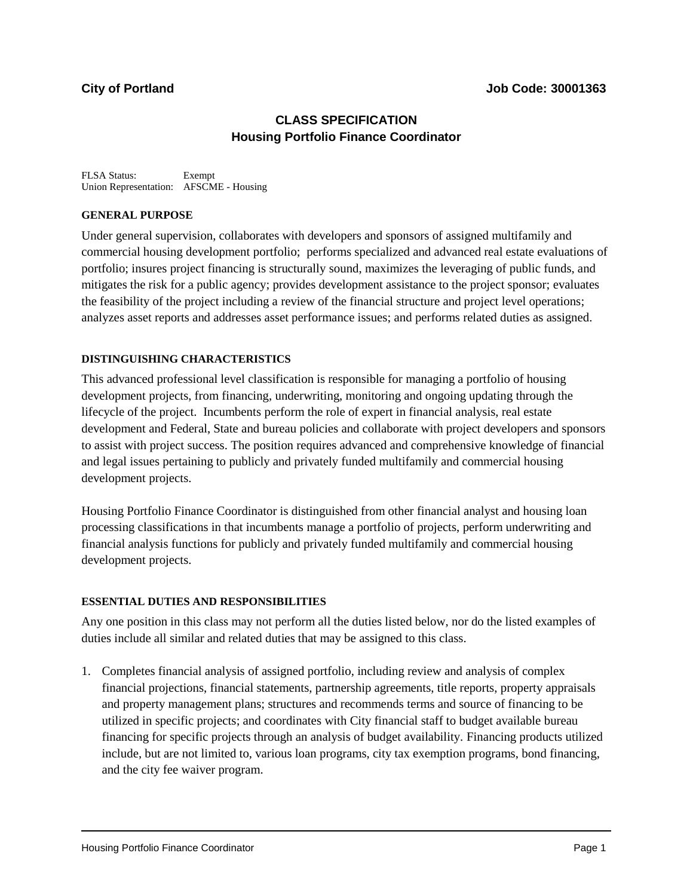**City of Portland** **Job Code: 30001363**

# CLASS SPECIFICATION
## Housing Portfolio Finance Coordinator

FLSA Status: Exempt
Union Representation: AFSCME - Housing

### GENERAL PURPOSE

Under general supervision, collaborates with developers and sponsors of assigned multifamily and commercial housing development portfolio; performs specialized and advanced real estate evaluations of portfolio; insures project financing is structurally sound, maximizes the leveraging of public funds, and mitigates the risk for a public agency; provides development assistance to the project sponsor; evaluates the feasibility of the project including a review of the financial structure and project level operations; analyzes asset reports and addresses asset performance issues; and performs related duties as assigned.

### DISTINGUISHING CHARACTERISTICS

This advanced professional level classification is responsible for managing a portfolio of housing development projects, from financing, underwriting, monitoring and ongoing updating through the lifecycle of the project. Incumbents perform the role of expert in financial analysis, real estate development and Federal, State and bureau policies and collaborate with project developers and sponsors to assist with project success. The position requires advanced and comprehensive knowledge of financial and legal issues pertaining to publicly and privately funded multifamily and commercial housing development projects.

Housing Portfolio Finance Coordinator is distinguished from other financial analyst and housing loan processing classifications in that incumbents manage a portfolio of projects, perform underwriting and financial analysis functions for publicly and privately funded multifamily and commercial housing development projects.

### ESSENTIAL DUTIES AND RESPONSIBILITIES

Any one position in this class may not perform all the duties listed below, nor do the listed examples of duties include all similar and related duties that may be assigned to this class.

1. Completes financial analysis of assigned portfolio, including review and analysis of complex financial projections, financial statements, partnership agreements, title reports, property appraisals and property management plans; structures and recommends terms and source of financing to be utilized in specific projects; and coordinates with City financial staff to budget available bureau financing for specific projects through an analysis of budget availability. Financing products utilized include, but are not limited to, various loan programs, city tax exemption programs, bond financing, and the city fee waiver program.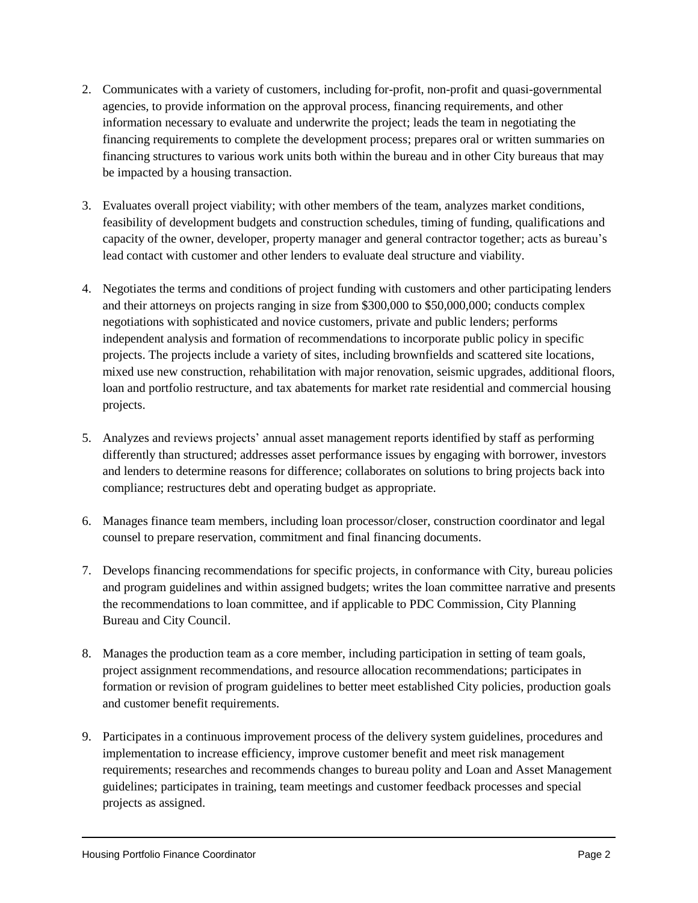2. Communicates with a variety of customers, including for-profit, non-profit and quasi-governmental agencies, to provide information on the approval process, financing requirements, and other information necessary to evaluate and underwrite the project; leads the team in negotiating the financing requirements to complete the development process; prepares oral or written summaries on financing structures to various work units both within the bureau and in other City bureaus that may be impacted by a housing transaction.

3. Evaluates overall project viability; with other members of the team, analyzes market conditions, feasibility of development budgets and construction schedules, timing of funding, qualifications and capacity of the owner, developer, property manager and general contractor together; acts as bureau's lead contact with customer and other lenders to evaluate deal structure and viability.

4. Negotiates the terms and conditions of project funding with customers and other participating lenders and their attorneys on projects ranging in size from $300,000 to $50,000,000; conducts complex negotiations with sophisticated and novice customers, private and public lenders; performs independent analysis and formation of recommendations to incorporate public policy in specific projects. The projects include a variety of sites, including brownfields and scattered site locations, mixed use new construction, rehabilitation with major renovation, seismic upgrades, additional floors, loan and portfolio restructure, and tax abatements for market rate residential and commercial housing projects.

5. Analyzes and reviews projects' annual asset management reports identified by staff as performing differently than structured; addresses asset performance issues by engaging with borrower, investors and lenders to determine reasons for difference; collaborates on solutions to bring projects back into compliance; restructures debt and operating budget as appropriate.

6. Manages finance team members, including loan processor/closer, construction coordinator and legal counsel to prepare reservation, commitment and final financing documents.

7. Develops financing recommendations for specific projects, in conformance with City, bureau policies and program guidelines and within assigned budgets; writes the loan committee narrative and presents the recommendations to loan committee, and if applicable to PDC Commission, City Planning Bureau and City Council.

8. Manages the production team as a core member, including participation in setting of team goals, project assignment recommendations, and resource allocation recommendations; participates in formation or revision of program guidelines to better meet established City policies, production goals and customer benefit requirements.

9. Participates in a continuous improvement process of the delivery system guidelines, procedures and implementation to increase efficiency, improve customer benefit and meet risk management requirements; researches and recommends changes to bureau polity and Loan and Asset Management guidelines; participates in training, team meetings and customer feedback processes and special projects as assigned.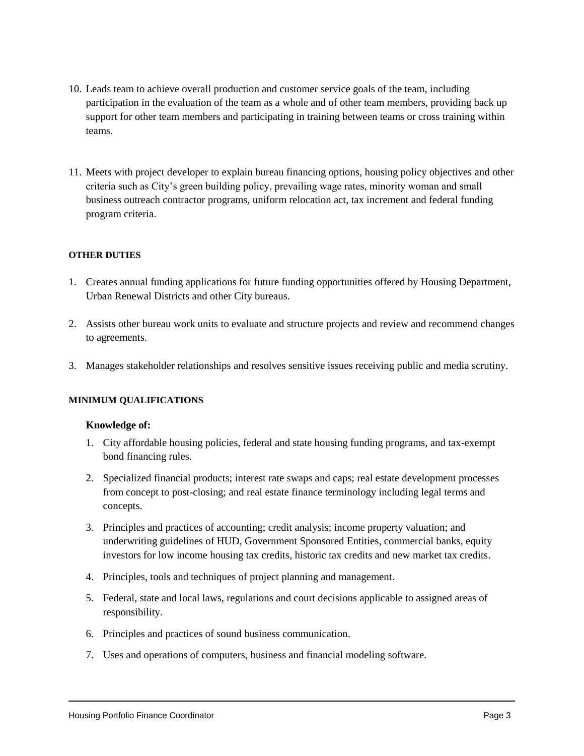10. Leads team to achieve overall production and customer service goals of the team, including participation in the evaluation of the team as a whole and of other team members, providing back up support for other team members and participating in training between teams or cross training within teams.

11. Meets with project developer to explain bureau financing options, housing policy objectives and other criteria such as City's green building policy, prevailing wage rates, minority woman and small business outreach contractor programs, uniform relocation act, tax increment and federal funding program criteria.

#### OTHER DUTIES

1. Creates annual funding applications for future funding opportunities offered by Housing Department, Urban Renewal Districts and other City bureaus.

2. Assists other bureau work units to evaluate and structure projects and review and recommend changes to agreements.

3. Manages stakeholder relationships and resolves sensitive issues receiving public and media scrutiny.

#### MINIMUM QUALIFICATIONS

**Knowledge of:**

1. City affordable housing policies, federal and state housing funding programs, and tax-exempt bond financing rules.
2. Specialized financial products; interest rate swaps and caps; real estate development processes from concept to post-closing; and real estate finance terminology including legal terms and concepts.
3. Principles and practices of accounting; credit analysis; income property valuation; and underwriting guidelines of HUD, Government Sponsored Entities, commercial banks, equity investors for low income housing tax credits, historic tax credits and new market tax credits.
4. Principles, tools and techniques of project planning and management.
5. Federal, state and local laws, regulations and court decisions applicable to assigned areas of responsibility.
6. Principles and practices of sound business communication.
7. Uses and operations of computers, business and financial modeling software.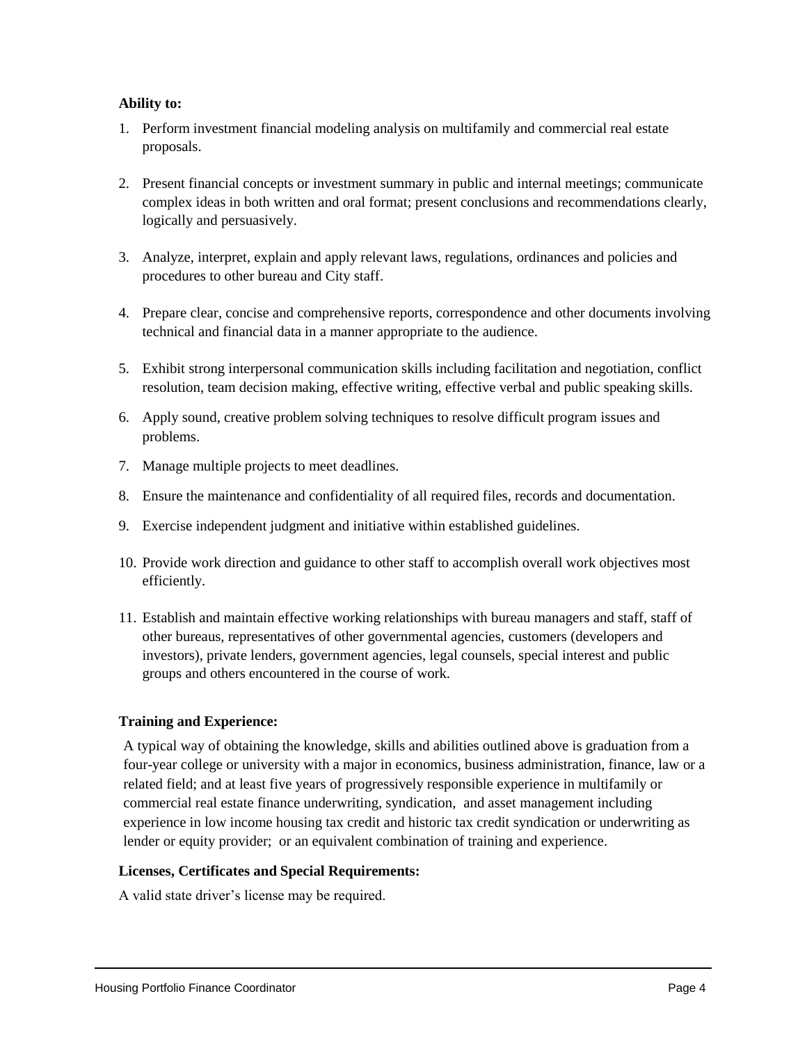**Ability to:**

1. Perform investment financial modeling analysis on multifamily and commercial real estate proposals.
2. Present financial concepts or investment summary in public and internal meetings; communicate complex ideas in both written and oral format; present conclusions and recommendations clearly, logically and persuasively.
3. Analyze, interpret, explain and apply relevant laws, regulations, ordinances and policies and procedures to other bureau and City staff.
4. Prepare clear, concise and comprehensive reports, correspondence and other documents involving technical and financial data in a manner appropriate to the audience.
5. Exhibit strong interpersonal communication skills including facilitation and negotiation, conflict resolution, team decision making, effective writing, effective verbal and public speaking skills.
6. Apply sound, creative problem solving techniques to resolve difficult program issues and problems.
7. Manage multiple projects to meet deadlines.
8. Ensure the maintenance and confidentiality of all required files, records and documentation.
9. Exercise independent judgment and initiative within established guidelines.
10. Provide work direction and guidance to other staff to accomplish overall work objectives most efficiently.
11. Establish and maintain effective working relationships with bureau managers and staff, staff of other bureaus, representatives of other governmental agencies, customers (developers and investors), private lenders, government agencies, legal counsels, special interest and public groups and others encountered in the course of work.

**Training and Experience:**

A typical way of obtaining the knowledge, skills and abilities outlined above is graduation from a four-year college or university with a major in economics, business administration, finance, law or a related field; and at least five years of progressively responsible experience in multifamily or commercial real estate finance underwriting, syndication, and asset management including experience in low income housing tax credit and historic tax credit syndication or underwriting as lender or equity provider; or an equivalent combination of training and experience.

**Licenses, Certificates and Special Requirements:**

A valid state driver's license may be required.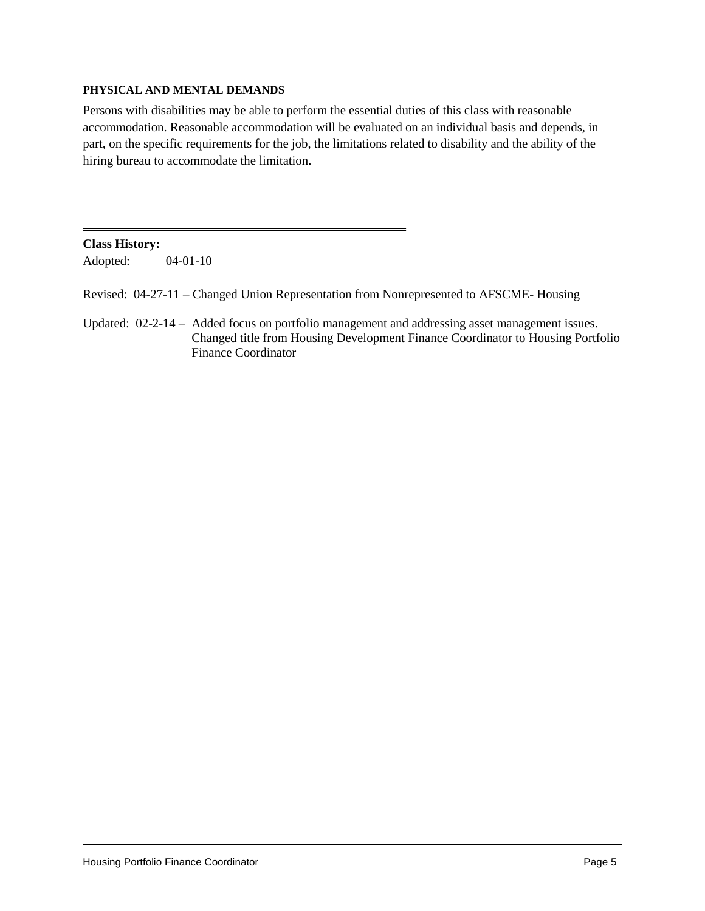#### PHYSICAL AND MENTAL DEMANDS

Persons with disabilities may be able to perform the essential duties of this class with reasonable accommodation. Reasonable accommodation will be evaluated on an individual basis and depends, in part, on the specific requirements for the job, the limitations related to disability and the ability of the hiring bureau to accommodate the limitation.

---

**Class History:**

Adopted: 04-01-10

Revised: 04-27-11 – Changed Union Representation from Nonrepresented to AFSCME- Housing

Updated: 02-2-14 – Added focus on portfolio management and addressing asset management issues. Changed title from Housing Development Finance Coordinator to Housing Portfolio Finance Coordinator